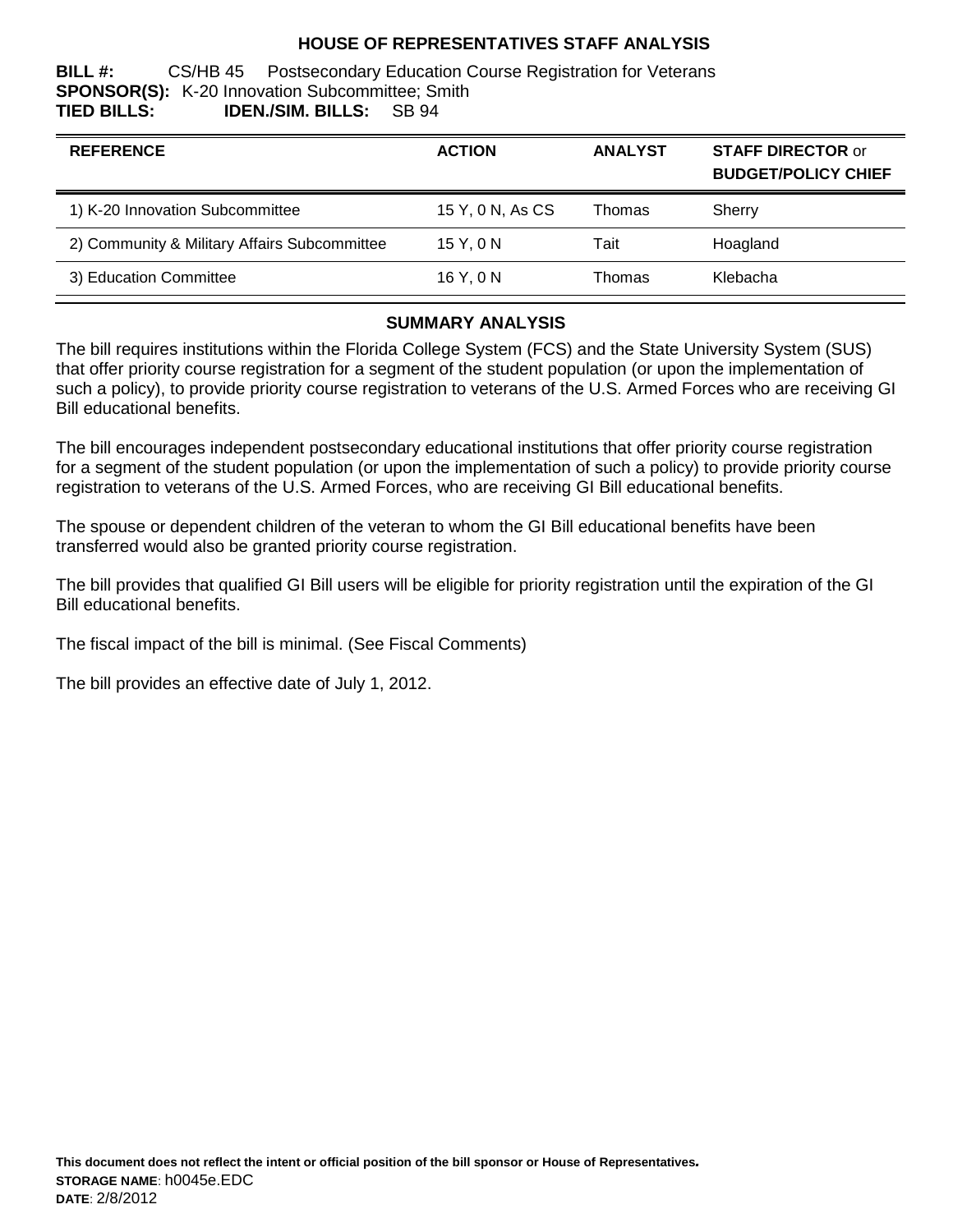# HOUSE OF REPRESENTATIVES STAFF ANALYSIS

**BILL #:** CS/HB 45 Postsecondary Education Course Registration for Veterans
**SPONSOR(S):** K-20 Innovation Subcommittee; Smith
**TIED BILLS:** **IDEN./SIM. BILLS:** SB 94

| REFERENCE | ACTION | ANALYST | STAFF DIRECTOR or BUDGET/POLICY CHIEF |
|---|---|---|---|
| 1) K-20 Innovation Subcommittee | 15 Y, 0 N, As CS | Thomas | Sherry |
| 2) Community & Military Affairs Subcommittee | 15 Y, 0 N | Tait | Hoagland |
| 3) Education Committee | 16 Y, 0 N | Thomas | Klebacha |

## SUMMARY ANALYSIS

The bill requires institutions within the Florida College System (FCS) and the State University System (SUS) that offer priority course registration for a segment of the student population (or upon the implementation of such a policy), to provide priority course registration to veterans of the U.S. Armed Forces who are receiving GI Bill educational benefits.

The bill encourages independent postsecondary educational institutions that offer priority course registration for a segment of the student population (or upon the implementation of such a policy) to provide priority course registration to veterans of the U.S. Armed Forces, who are receiving GI Bill educational benefits.

The spouse or dependent children of the veteran to whom the GI Bill educational benefits have been transferred would also be granted priority course registration.

The bill provides that qualified GI Bill users will be eligible for priority registration until the expiration of the GI Bill educational benefits.

The fiscal impact of the bill is minimal. (See Fiscal Comments)

The bill provides an effective date of July 1, 2012.

**This document does not reflect the intent or official position of the bill sponsor or House of Representatives.**
**STORAGE NAME**: h0045e.EDC
**DATE**: 2/8/2012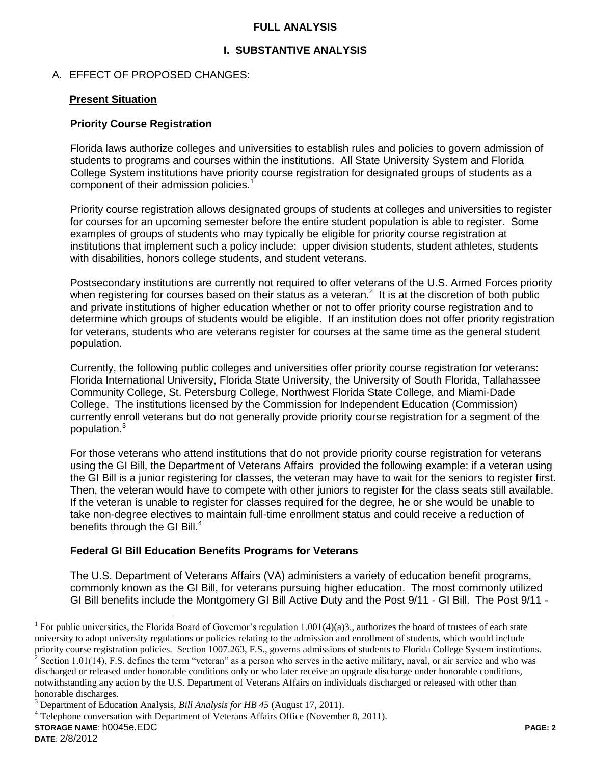**FULL ANALYSIS**

**I. SUBSTANTIVE ANALYSIS**

A. EFFECT OF PROPOSED CHANGES:

**Present Situation**

**Priority Course Registration**

Florida laws authorize colleges and universities to establish rules and policies to govern admission of students to programs and courses within the institutions. All State University System and Florida College System institutions have priority course registration for designated groups of students as a component of their admission policies.[1]

Priority course registration allows designated groups of students at colleges and universities to register for courses for an upcoming semester before the entire student population is able to register. Some examples of groups of students who may typically be eligible for priority course registration at institutions that implement such a policy include: upper division students, student athletes, students with disabilities, honors college students, and student veterans.

Postsecondary institutions are currently not required to offer veterans of the U.S. Armed Forces priority when registering for courses based on their status as a veteran.[2] It is at the discretion of both public and private institutions of higher education whether or not to offer priority course registration and to determine which groups of students would be eligible. If an institution does not offer priority registration for veterans, students who are veterans register for courses at the same time as the general student population.

Currently, the following public colleges and universities offer priority course registration for veterans: Florida International University, Florida State University, the University of South Florida, Tallahassee Community College, St. Petersburg College, Northwest Florida State College, and Miami-Dade College. The institutions licensed by the Commission for Independent Education (Commission) currently enroll veterans but do not generally provide priority course registration for a segment of the population.[3]

For those veterans who attend institutions that do not provide priority course registration for veterans using the GI Bill, the Department of Veterans Affairs provided the following example: if a veteran using the GI Bill is a junior registering for classes, the veteran may have to wait for the seniors to register first. Then, the veteran would have to compete with other juniors to register for the class seats still available. If the veteran is unable to register for classes required for the degree, he or she would be unable to take non-degree electives to maintain full-time enrollment status and could receive a reduction of benefits through the GI Bill.[4]

**Federal GI Bill Education Benefits Programs for Veterans**

The U.S. Department of Veterans Affairs (VA) administers a variety of education benefit programs, commonly known as the GI Bill, for veterans pursuing higher education. The most commonly utilized GI Bill benefits include the Montgomery GI Bill Active Duty and the Post 9/11 - GI Bill. The Post 9/11 -

---

[1] For public universities, the Florida Board of Governor's regulation 1.001(4)(a)3., authorizes the board of trustees of each state university to adopt university regulations or policies relating to the admission and enrollment of students, which would include priority course registration policies. Section 1007.263, F.S., governs admissions of students to Florida College System institutions.

[2] Section 1.01(14), F.S. defines the term "veteran" as a person who serves in the active military, naval, or air service and who was discharged or released under honorable conditions only or who later receive an upgrade discharge under honorable conditions, notwithstanding any action by the U.S. Department of Veterans Affairs on individuals discharged or released with other than honorable discharges.

[3] Department of Education Analysis, *Bill Analysis for HB 45* (August 17, 2011).

[4] Telephone conversation with Department of Veterans Affairs Office (November 8, 2011).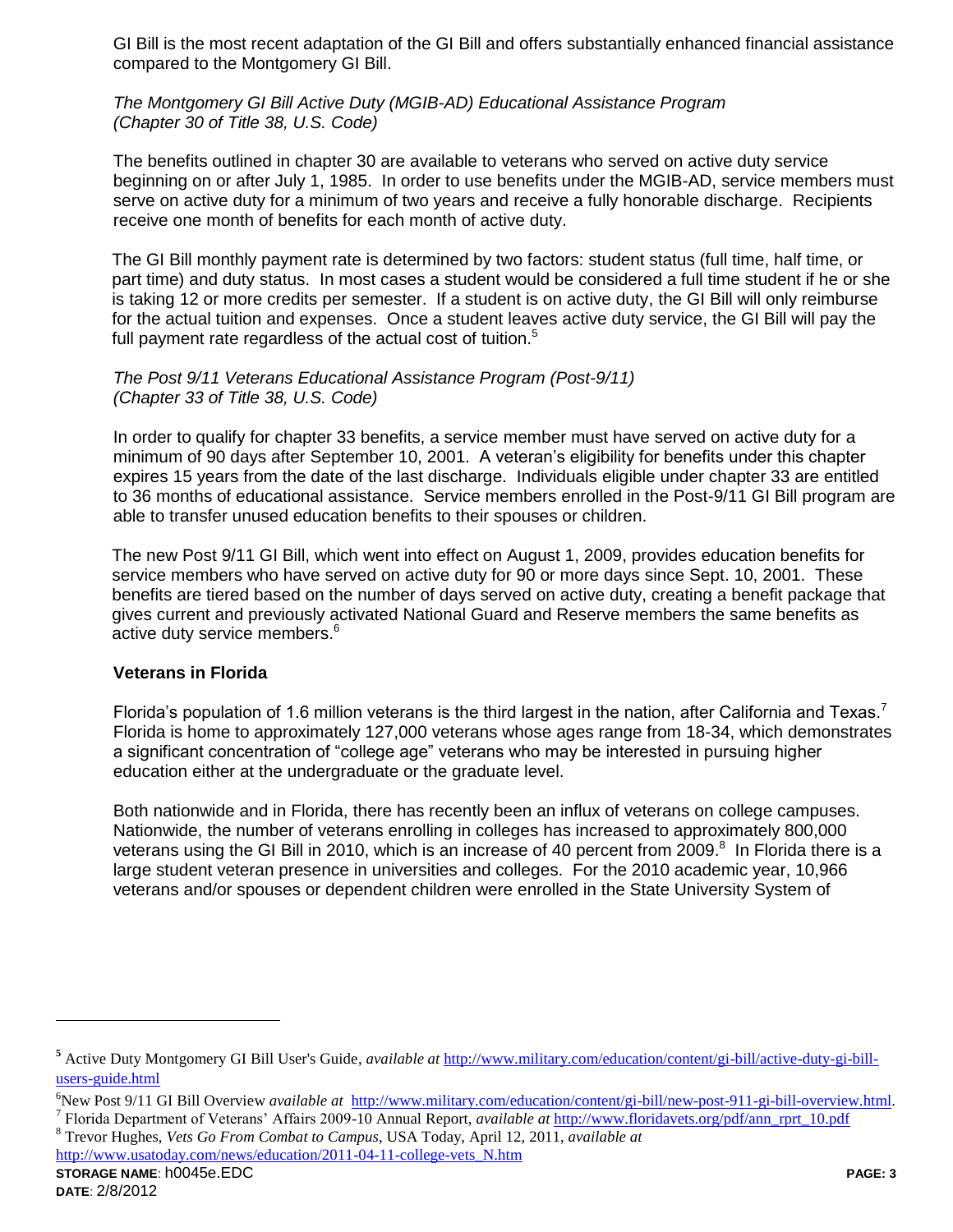GI Bill is the most recent adaptation of the GI Bill and offers substantially enhanced financial assistance compared to the Montgomery GI Bill.

*The Montgomery GI Bill Active Duty (MGIB-AD) Educational Assistance Program (Chapter 30 of Title 38, U.S. Code)*

The benefits outlined in chapter 30 are available to veterans who served on active duty service beginning on or after July 1, 1985. In order to use benefits under the MGIB-AD, service members must serve on active duty for a minimum of two years and receive a fully honorable discharge. Recipients receive one month of benefits for each month of active duty.

The GI Bill monthly payment rate is determined by two factors: student status (full time, half time, or part time) and duty status. In most cases a student would be considered a full time student if he or she is taking 12 or more credits per semester. If a student is on active duty, the GI Bill will only reimburse for the actual tuition and expenses. Once a student leaves active duty service, the GI Bill will pay the full payment rate regardless of the actual cost of tuition.[5]

*The Post 9/11 Veterans Educational Assistance Program (Post-9/11) (Chapter 33 of Title 38, U.S. Code)*

In order to qualify for chapter 33 benefits, a service member must have served on active duty for a minimum of 90 days after September 10, 2001. A veteran's eligibility for benefits under this chapter expires 15 years from the date of the last discharge. Individuals eligible under chapter 33 are entitled to 36 months of educational assistance. Service members enrolled in the Post-9/11 GI Bill program are able to transfer unused education benefits to their spouses or children.

The new Post 9/11 GI Bill, which went into effect on August 1, 2009, provides education benefits for service members who have served on active duty for 90 or more days since Sept. 10, 2001. These benefits are tiered based on the number of days served on active duty, creating a benefit package that gives current and previously activated National Guard and Reserve members the same benefits as active duty service members.[6]

**Veterans in Florida**

Florida's population of 1.6 million veterans is the third largest in the nation, after California and Texas.[7] Florida is home to approximately 127,000 veterans whose ages range from 18-34, which demonstrates a significant concentration of "college age" veterans who may be interested in pursuing higher education either at the undergraduate or the graduate level.

Both nationwide and in Florida, there has recently been an influx of veterans on college campuses. Nationwide, the number of veterans enrolling in colleges has increased to approximately 800,000 veterans using the GI Bill in 2010, which is an increase of 40 percent from 2009.[8] In Florida there is a large student veteran presence in universities and colleges. For the 2010 academic year, 10,966 veterans and/or spouses or dependent children were enrolled in the State University System of

---

[5] Active Duty Montgomery GI Bill User's Guide, *available at* http://www.military.com/education/content/gi-bill/active-duty-gi-bill-users-guide.html

[6] New Post 9/11 GI Bill Overview *available at* http://www.military.com/education/content/gi-bill/new-post-911-gi-bill-overview.html.

[7] Florida Department of Veterans' Affairs 2009-10 Annual Report, *available at* http://www.floridavets.org/pdf/ann_rprt_10.pdf

[8] Trevor Hughes, *Vets Go From Combat to Campus*, USA Today, April 12, 2011, *available at* http://www.usatoday.com/news/education/2011-04-11-college-vets_N.htm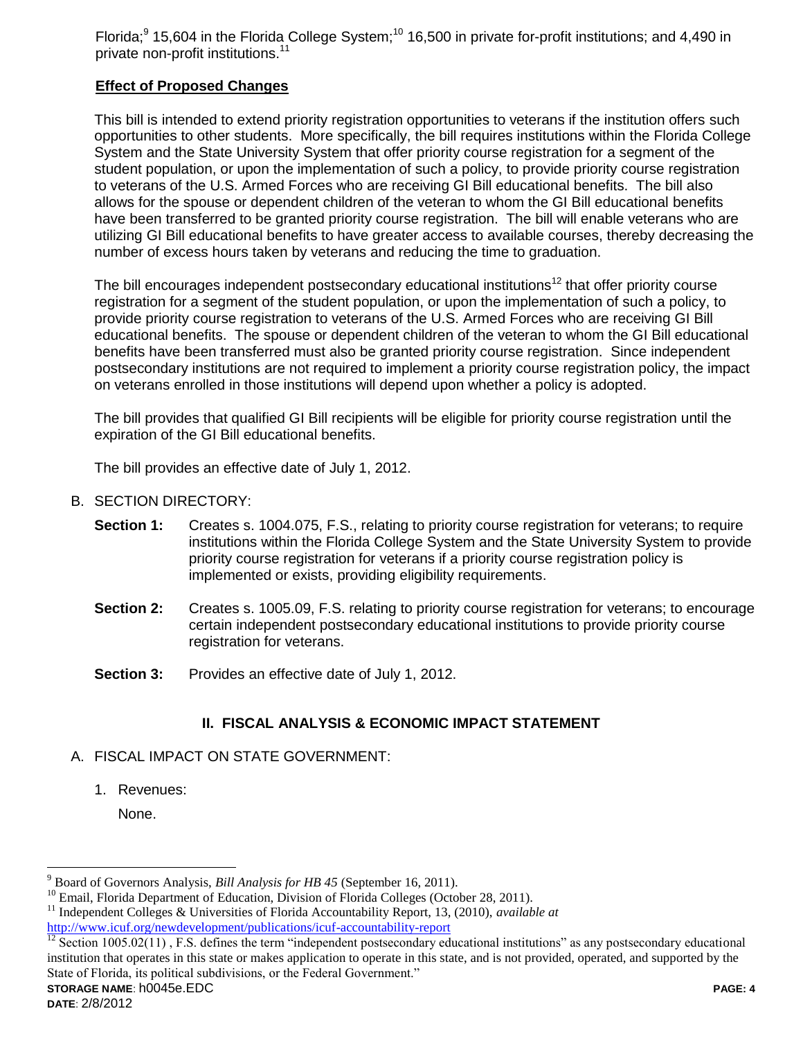Florida;[9] 15,604 in the Florida College System;[10] 16,500 in private for-profit institutions; and 4,490 in private non-profit institutions.[11]

**Effect of Proposed Changes**

This bill is intended to extend priority registration opportunities to veterans if the institution offers such opportunities to other students. More specifically, the bill requires institutions within the Florida College System and the State University System that offer priority course registration for a segment of the student population, or upon the implementation of such a policy, to provide priority course registration to veterans of the U.S. Armed Forces who are receiving GI Bill educational benefits. The bill also allows for the spouse or dependent children of the veteran to whom the GI Bill educational benefits have been transferred to be granted priority course registration. The bill will enable veterans who are utilizing GI Bill educational benefits to have greater access to available courses, thereby decreasing the number of excess hours taken by veterans and reducing the time to graduation.

The bill encourages independent postsecondary educational institutions[12] that offer priority course registration for a segment of the student population, or upon the implementation of such a policy, to provide priority course registration to veterans of the U.S. Armed Forces who are receiving GI Bill educational benefits. The spouse or dependent children of the veteran to whom the GI Bill educational benefits have been transferred must also be granted priority course registration. Since independent postsecondary institutions are not required to implement a priority course registration policy, the impact on veterans enrolled in those institutions will depend upon whether a policy is adopted.

The bill provides that qualified GI Bill recipients will be eligible for priority course registration until the expiration of the GI Bill educational benefits.

The bill provides an effective date of July 1, 2012.

B. SECTION DIRECTORY:

**Section 1:** Creates s. 1004.075, F.S., relating to priority course registration for veterans; to require institutions within the Florida College System and the State University System to provide priority course registration for veterans if a priority course registration policy is implemented or exists, providing eligibility requirements.

**Section 2:** Creates s. 1005.09, F.S. relating to priority course registration for veterans; to encourage certain independent postsecondary educational institutions to provide priority course registration for veterans.

**Section 3:** Provides an effective date of July 1, 2012.

## II. FISCAL ANALYSIS & ECONOMIC IMPACT STATEMENT

A. FISCAL IMPACT ON STATE GOVERNMENT:

1. Revenues:

   None.

---

[9] Board of Governors Analysis, *Bill Analysis for HB 45* (September 16, 2011).

[10] Email, Florida Department of Education, Division of Florida Colleges (October 28, 2011).

[11] Independent Colleges & Universities of Florida Accountability Report, 13, (2010), *available at* http://www.icuf.org/newdevelopment/publications/icuf-accountability-report

[12] Section 1005.02(11) , F.S. defines the term "independent postsecondary educational institutions" as any postsecondary educational institution that operates in this state or makes application to operate in this state, and is not provided, operated, and supported by the State of Florida, its political subdivisions, or the Federal Government."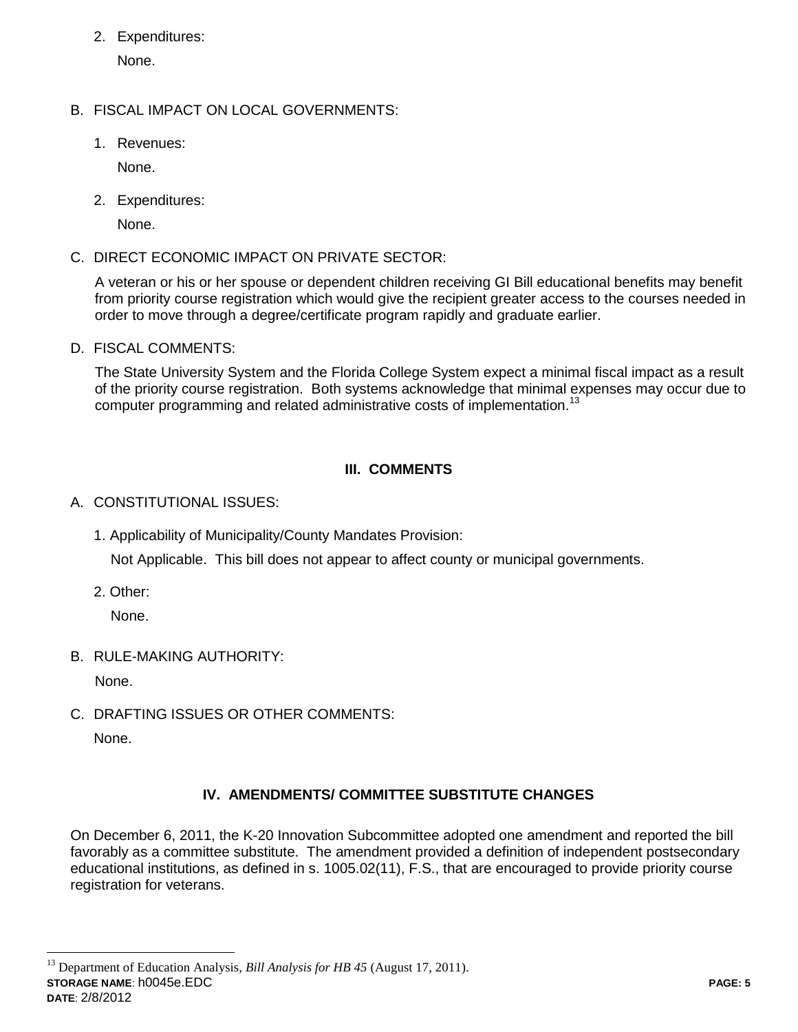2. Expenditures:

   None.

B. FISCAL IMPACT ON LOCAL GOVERNMENTS:

1. Revenues:

   None.

2. Expenditures:

   None.

C. DIRECT ECONOMIC IMPACT ON PRIVATE SECTOR:

A veteran or his or her spouse or dependent children receiving GI Bill educational benefits may benefit from priority course registration which would give the recipient greater access to the courses needed in order to move through a degree/certificate program rapidly and graduate earlier.

D. FISCAL COMMENTS:

The State University System and the Florida College System expect a minimal fiscal impact as a result of the priority course registration. Both systems acknowledge that minimal expenses may occur due to computer programming and related administrative costs of implementation.[13]

## III. COMMENTS

A. CONSTITUTIONAL ISSUES:

1. Applicability of Municipality/County Mandates Provision:

   Not Applicable. This bill does not appear to affect county or municipal governments.

2. Other:

   None.

B. RULE-MAKING AUTHORITY:

None.

C. DRAFTING ISSUES OR OTHER COMMENTS:

None.

## IV. AMENDMENTS/ COMMITTEE SUBSTITUTE CHANGES

On December 6, 2011, the K-20 Innovation Subcommittee adopted one amendment and reported the bill favorably as a committee substitute. The amendment provided a definition of independent postsecondary educational institutions, as defined in s. 1005.02(11), F.S., that are encouraged to provide priority course registration for veterans.

[13] Department of Education Analysis, *Bill Analysis for HB 45* (August 17, 2011).